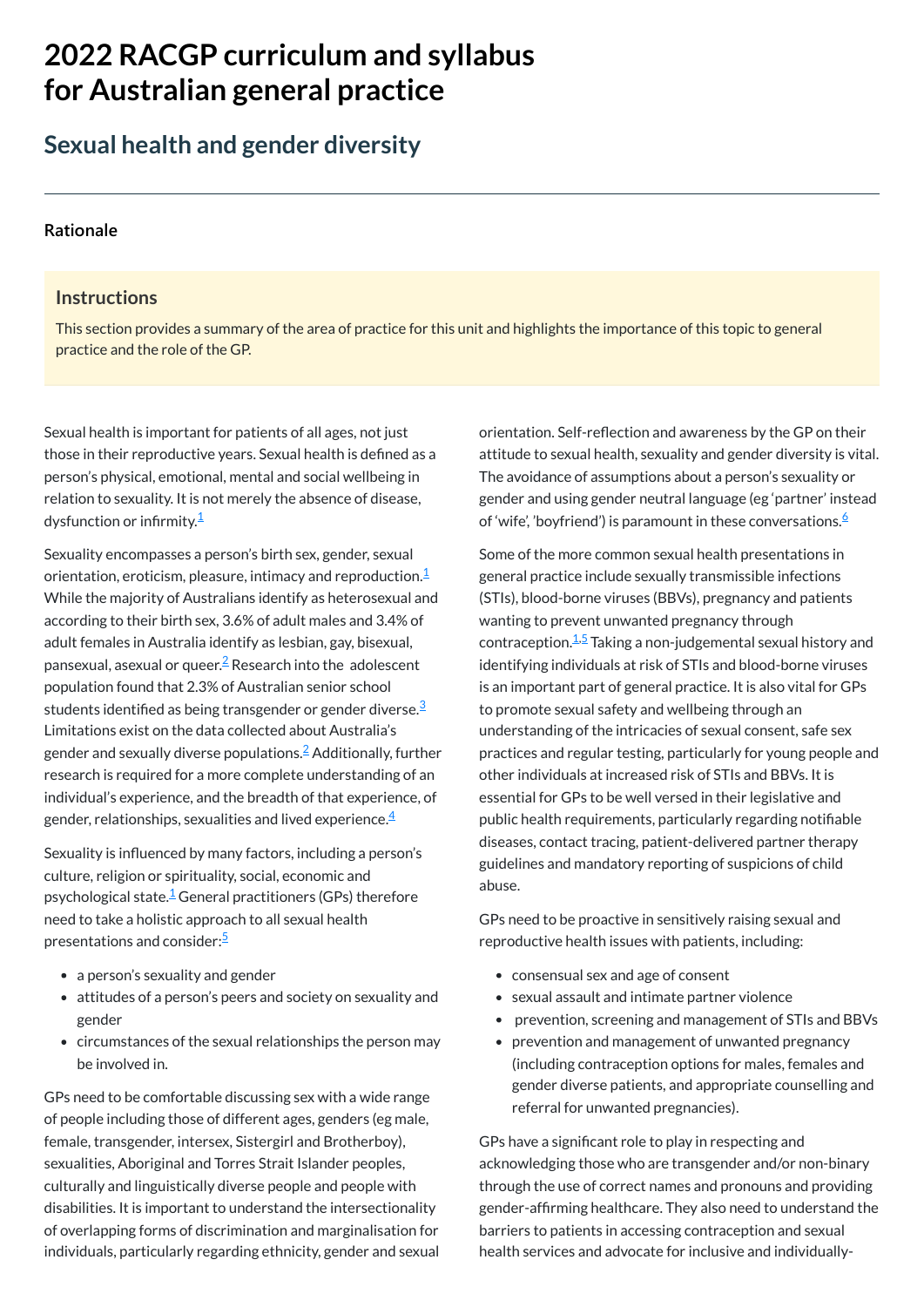# 2022 RACGP curriculum and syllabus for Australian general practice

## Sexual health and gender diversity

### Rationale

#### Instructions

This section provides a summary of the area of practice for this unit and highlights the importance of this topic to general practice and the role of the GP.

Sexual health is important for patients of all ages, not just those in their reproductive years. Sexual health is defined as a person's physical, emotional, mental and social wellbeing in relation to sexuality. It is not merely the absence of disease, dysfunction or infirmity.[1]

Sexuality encompasses a person's birth sex, gender, sexual orientation, eroticism, pleasure, intimacy and reproduction.[1] While the majority of Australians identify as heterosexual and according to their birth sex, 3.6% of adult males and 3.4% of adult females in Australia identify as lesbian, gay, bisexual, pansexual, asexual or queer.[2] Research into the adolescent population found that 2.3% of Australian senior school students identified as being transgender or gender diverse.[3] Limitations exist on the data collected about Australia's gender and sexually diverse populations.[2] Additionally, further research is required for a more complete understanding of an individual's experience, and the breadth of that experience, of gender, relationships, sexualities and lived experience.[4]

Sexuality is influenced by many factors, including a person's culture, religion or spirituality, social, economic and psychological state.[1] General practitioners (GPs) therefore need to take a holistic approach to all sexual health presentations and consider:[5]

- a person's sexuality and gender
- attitudes of a person's peers and society on sexuality and gender
- circumstances of the sexual relationships the person may be involved in.

GPs need to be comfortable discussing sex with a wide range of people including those of different ages, genders (eg male, female, transgender, intersex, Sistergirl and Brotherboy), sexualities, Aboriginal and Torres Strait Islander peoples, culturally and linguistically diverse people and people with disabilities. It is important to understand the intersectionality of overlapping forms of discrimination and marginalisation for individuals, particularly regarding ethnicity, gender and sexual orientation. Self-reflection and awareness by the GP on their attitude to sexual health, sexuality and gender diversity is vital. The avoidance of assumptions about a person's sexuality or gender and using gender neutral language (eg 'partner' instead of 'wife', 'boyfriend') is paramount in these conversations.[6]

Some of the more common sexual health presentations in general practice include sexually transmissible infections (STIs), blood-borne viruses (BBVs), pregnancy and patients wanting to prevent unwanted pregnancy through contraception.[1,5] Taking a non-judgemental sexual history and identifying individuals at risk of STIs and blood-borne viruses is an important part of general practice. It is also vital for GPs to promote sexual safety and wellbeing through an understanding of the intricacies of sexual consent, safe sex practices and regular testing, particularly for young people and other individuals at increased risk of STIs and BBVs. It is essential for GPs to be well versed in their legislative and public health requirements, particularly regarding notifiable diseases, contact tracing, patient-delivered partner therapy guidelines and mandatory reporting of suspicions of child abuse.

GPs need to be proactive in sensitively raising sexual and reproductive health issues with patients, including:

- consensual sex and age of consent
- sexual assault and intimate partner violence
- prevention, screening and management of STIs and BBVs
- prevention and management of unwanted pregnancy (including contraception options for males, females and gender diverse patients, and appropriate counselling and referral for unwanted pregnancies).

GPs have a significant role to play in respecting and acknowledging those who are transgender and/or non-binary through the use of correct names and pronouns and providing gender-affirming healthcare. They also need to understand the barriers to patients in accessing contraception and sexual health services and advocate for inclusive and individually-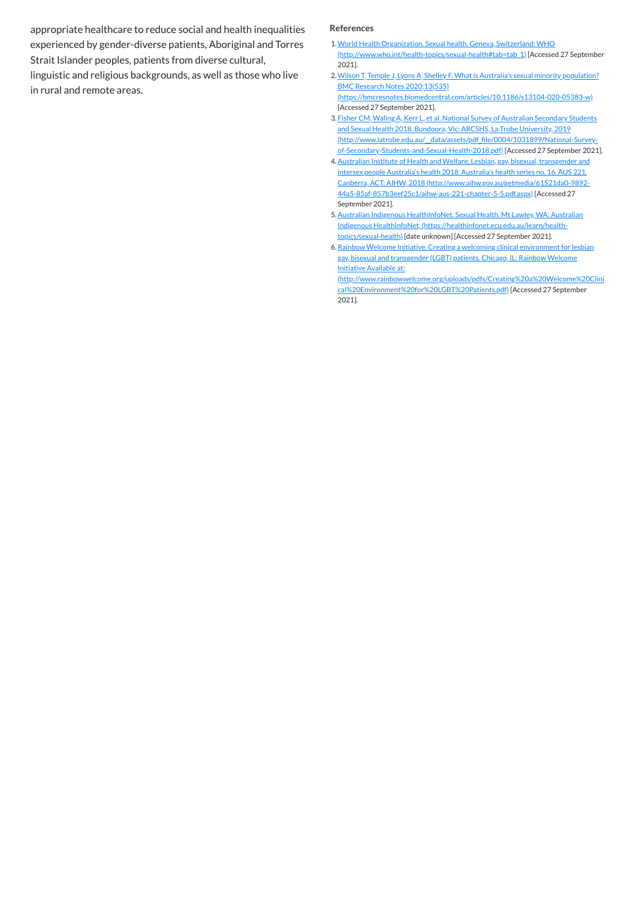appropriate healthcare to reduce social and health inequalities experienced by gender-diverse patients, Aboriginal and Torres Strait Islander peoples, patients from diverse cultural, linguistic and religious backgrounds, as well as those who live in rural and remote areas.

**References**

1. World Health Organization. Sexual health. Geneva, Switzerland: WHO (http://www.who.int/health-topics/sexual-health#tab=tab_1) [Accessed 27 September 2021].
2. Wilson T, Temple J, Lyons A, Shelley F. What is Australia's sexual minority population? BMC Research Notes 2020;13(535) (https://bmcresnotes.biomedcentral.com/articles/10.1186/s13104-020-05383-w) [Accessed 27 September 2021].
3. Fisher CM, Waling A, Kerr L, et al. National Survey of Australian Secondary Students and Sexual Health 2018. Bundoora, Vic: ARCSHS, La Trobe University, 2019 (http://www.latrobe.edu.au/__data/assets/pdf_file/0004/1031899/National-Survey-of-Secondary-Students-and-Sexual-Health-2018.pdf) [Accessed 27 September 2021].
4. Australian Institute of Health and Welfare. Lesbian, gay, bisexual, transgender and intersex people Australia's health 2018. Australia's health series no. 16. AUS 221. Canberra, ACT: AIHW, 2018 (http://www.aihw.gov.au/getmedia/61521da0-9892-44a5-85af-857b3eef25c1/aihw-aus-221-chapter-5-5.pdf.aspx) [Accessed 27 September 2021].
5. Australian Indigenous HealthInfoNet. Sexual Health. Mt Lawley, WA: Australian Indigenous HealthInfoNet, (https://healthinfonet.ecu.edu.au/learn/health-topics/sexual-health) [date unknown] [Accessed 27 September 2021].
6. Rainbow Welcome Initiative. Creating a welcoming clinical environment for lesbian gay, bisexual and transgender (LGBT) patients. Chicago, IL: Rainbow Welcome Initiative Available at: (http://www.rainbowwelcome.org/uploads/pdfs/Creating%20a%20Welcome%20Clinical%20Environment%20for%20LGBT%20Patients.pdf) [Accessed 27 September 2021].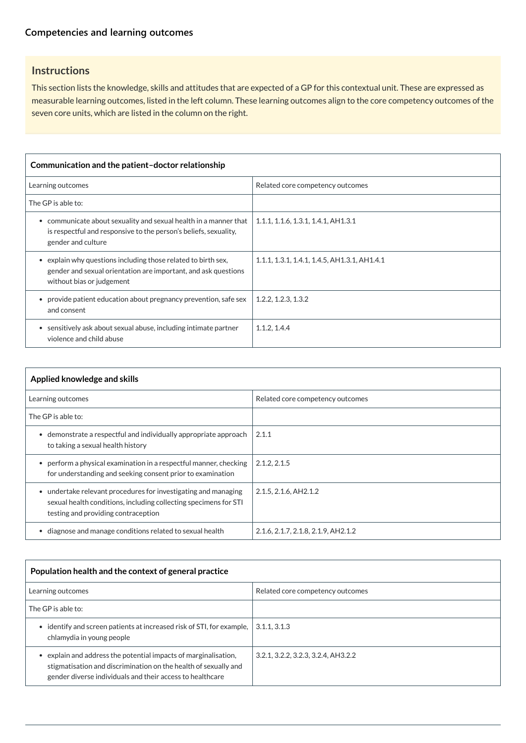### Competencies and learning outcomes

#### Instructions

This section lists the knowledge, skills and attitudes that are expected of a GP for this contextual unit. These are expressed as measurable learning outcomes, listed in the left column. These learning outcomes align to the core competency outcomes of the seven core units, which are listed in the column on the right.

| **Communication and the patient–doctor relationship** | |
|---|---|
| Learning outcomes | Related core competency outcomes |
| The GP is able to: | |
| • communicate about sexuality and sexual health in a manner that is respectful and responsive to the person's beliefs, sexuality, gender and culture | 1.1.1, 1.1.6, 1.3.1, 1.4.1, AH1.3.1 |
| • explain why questions including those related to birth sex, gender and sexual orientation are important, and ask questions without bias or judgement | 1.1.1, 1.3.1, 1.4.1, 1.4.5, AH1.3.1, AH1.4.1 |
| • provide patient education about pregnancy prevention, safe sex and consent | 1.2.2, 1.2.3, 1.3.2 |
| • sensitively ask about sexual abuse, including intimate partner violence and child abuse | 1.1.2, 1.4.4 |

| **Applied knowledge and skills** | |
|---|---|
| Learning outcomes | Related core competency outcomes |
| The GP is able to: | |
| • demonstrate a respectful and individually appropriate approach to taking a sexual health history | 2.1.1 |
| • perform a physical examination in a respectful manner, checking for understanding and seeking consent prior to examination | 2.1.2, 2.1.5 |
| • undertake relevant procedures for investigating and managing sexual health conditions, including collecting specimens for STI testing and providing contraception | 2.1.5, 2.1.6, AH2.1.2 |
| • diagnose and manage conditions related to sexual health | 2.1.6, 2.1.7, 2.1.8, 2.1.9, AH2.1.2 |

| **Population health and the context of general practice** | |
|---|---|
| Learning outcomes | Related core competency outcomes |
| The GP is able to: | |
| • identify and screen patients at increased risk of STI, for example, chlamydia in young people | 3.1.1, 3.1.3 |
| • explain and address the potential impacts of marginalisation, stigmatisation and discrimination on the health of sexually and gender diverse individuals and their access to healthcare | 3.2.1, 3.2.2, 3.2.3, 3.2.4, AH3.2.2 |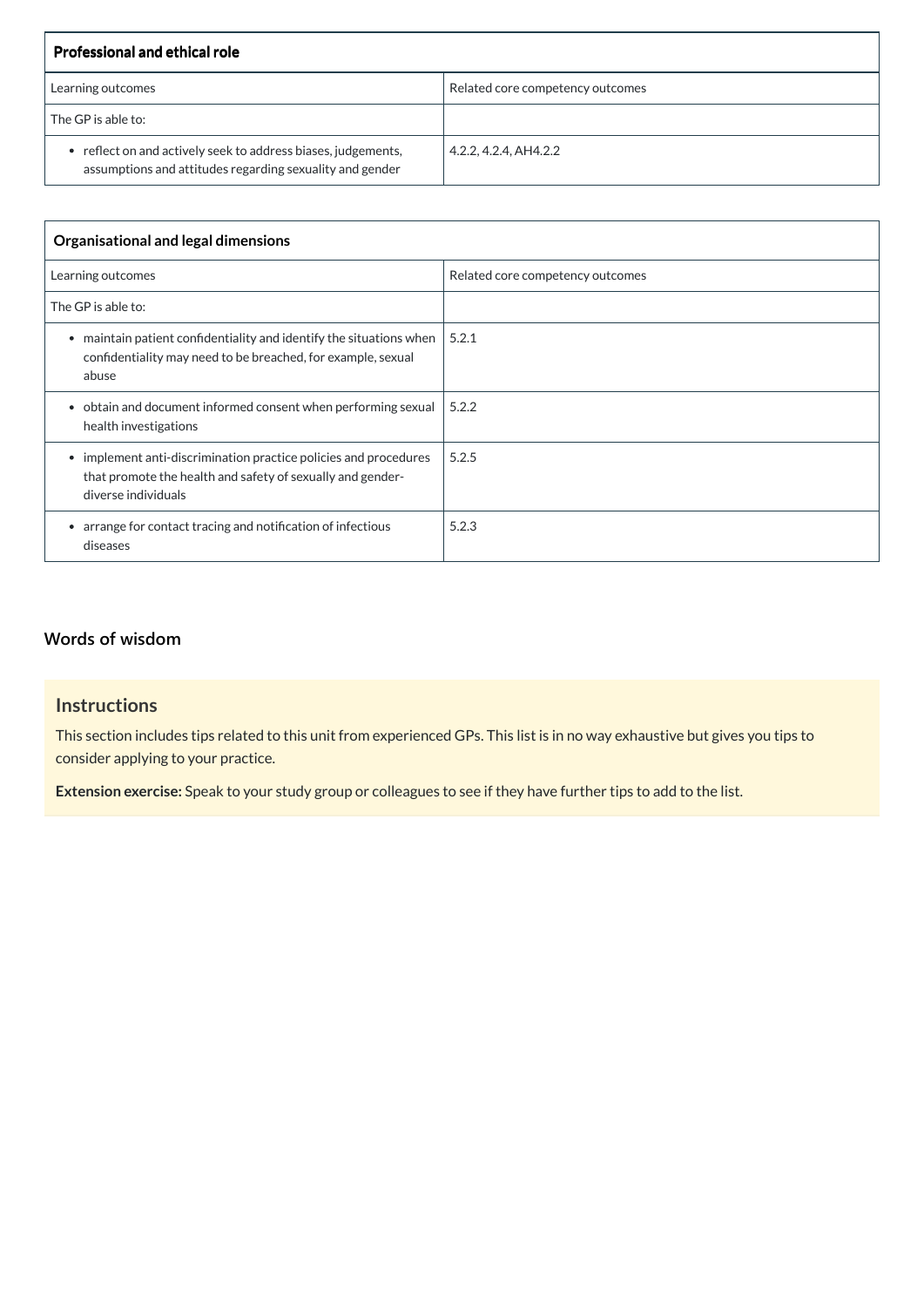| Professional and ethical role | |
|---|---|
| Learning outcomes | Related core competency outcomes |
| The GP is able to: | |
| • reflect on and actively seek to address biases, judgements, assumptions and attitudes regarding sexuality and gender | 4.2.2, 4.2.4, AH4.2.2 |

| Organisational and legal dimensions | |
|---|---|
| Learning outcomes | Related core competency outcomes |
| The GP is able to: | |
| • maintain patient confidentiality and identify the situations when confidentiality may need to be breached, for example, sexual abuse | 5.2.1 |
| • obtain and document informed consent when performing sexual health investigations | 5.2.2 |
| • implement anti-discrimination practice policies and procedures that promote the health and safety of sexually and gender-diverse individuals | 5.2.5 |
| • arrange for contact tracing and notification of infectious diseases | 5.2.3 |

## Words of wisdom

### Instructions

This section includes tips related to this unit from experienced GPs. This list is in no way exhaustive but gives you tips to consider applying to your practice.

**Extension exercise:** Speak to your study group or colleagues to see if they have further tips to add to the list.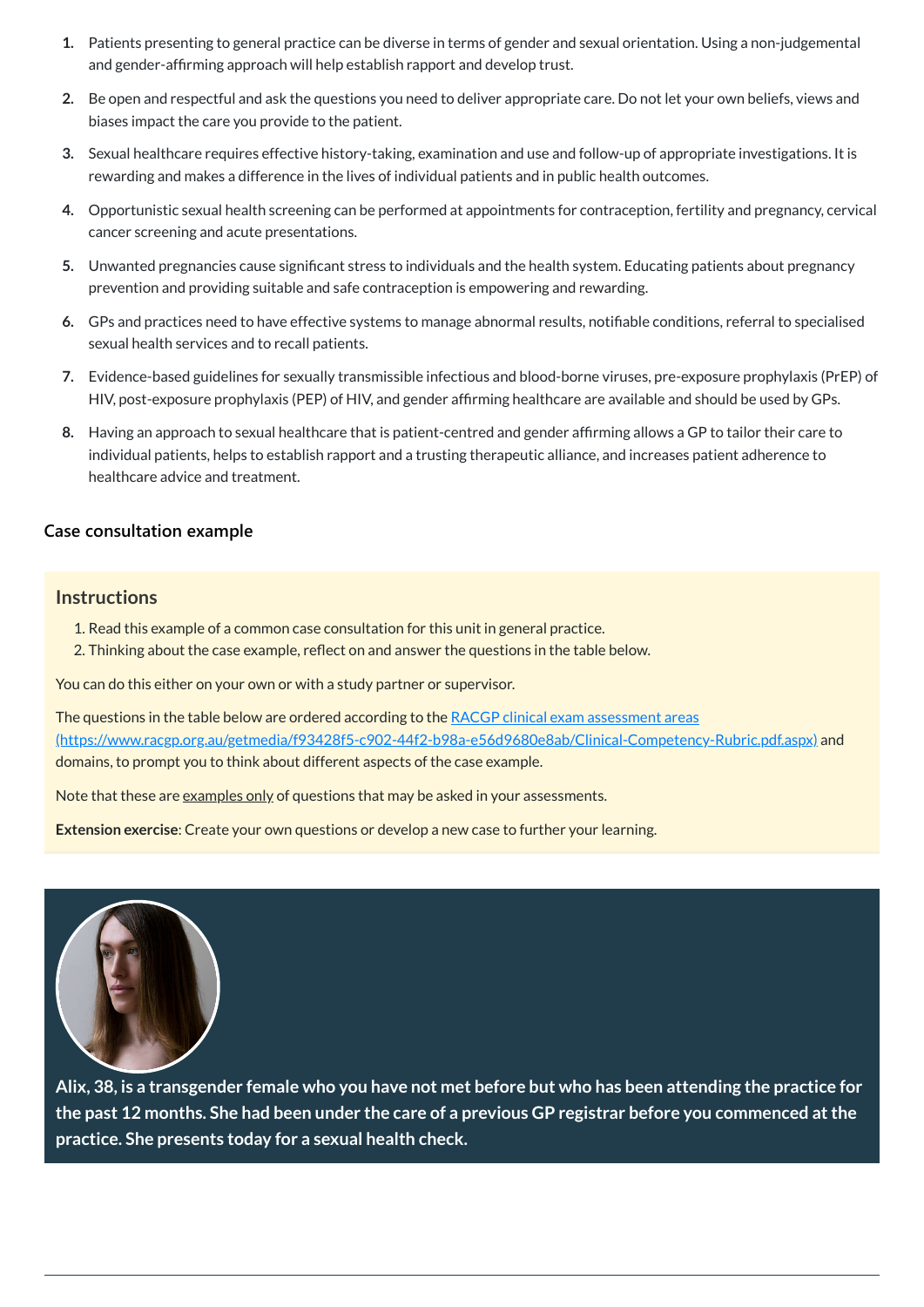1. Patients presenting to general practice can be diverse in terms of gender and sexual orientation. Using a non-judgemental and gender-affirming approach will help establish rapport and develop trust.
2. Be open and respectful and ask the questions you need to deliver appropriate care. Do not let your own beliefs, views and biases impact the care you provide to the patient.
3. Sexual healthcare requires effective history-taking, examination and use and follow-up of appropriate investigations. It is rewarding and makes a difference in the lives of individual patients and in public health outcomes.
4. Opportunistic sexual health screening can be performed at appointments for contraception, fertility and pregnancy, cervical cancer screening and acute presentations.
5. Unwanted pregnancies cause significant stress to individuals and the health system. Educating patients about pregnancy prevention and providing suitable and safe contraception is empowering and rewarding.
6. GPs and practices need to have effective systems to manage abnormal results, notifiable conditions, referral to specialised sexual health services and to recall patients.
7. Evidence-based guidelines for sexually transmissible infectious and blood-borne viruses, pre-exposure prophylaxis (PrEP) of HIV, post-exposure prophylaxis (PEP) of HIV, and gender affirming healthcare are available and should be used by GPs.
8. Having an approach to sexual healthcare that is patient-centred and gender affirming allows a GP to tailor their care to individual patients, helps to establish rapport and a trusting therapeutic alliance, and increases patient adherence to healthcare advice and treatment.

### Case consultation example

#### Instructions

1. Read this example of a common case consultation for this unit in general practice.
2. Thinking about the case example, reflect on and answer the questions in the table below.

You can do this either on your own or with a study partner or supervisor.

The questions in the table below are ordered according to the [RACGP clinical exam assessment areas (https://www.racgp.org.au/getmedia/f93428f5-c902-44f2-b98a-e56d9680e8ab/Clinical-Competency-Rubric.pdf.aspx)](https://www.racgp.org.au/getmedia/f93428f5-c902-44f2-b98a-e56d9680e8ab/Clinical-Competency-Rubric.pdf.aspx) and domains, to prompt you to think about different aspects of the case example.

Note that these are examples only of questions that may be asked in your assessments.

**Extension exercise**: Create your own questions or develop a new case to further your learning.

**Alix, 38, is a transgender female who you have not met before but who has been attending the practice for the past 12 months. She had been under the care of a previous GP registrar before you commenced at the practice. She presents today for a sexual health check.**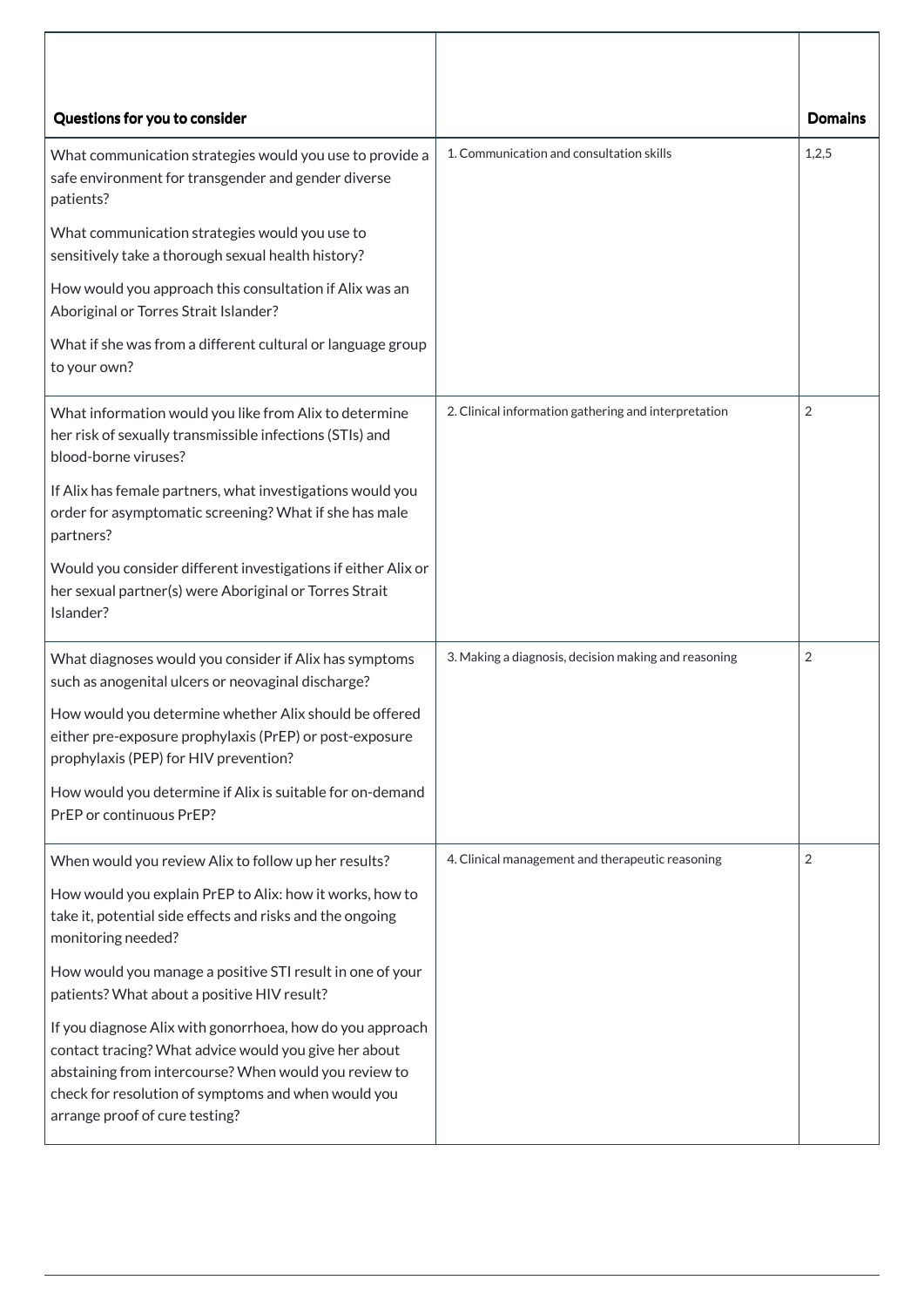| Questions for you to consider | | Domains |
|---|---|---|
| What communication strategies would you use to provide a safe environment for transgender and gender diverse patients?<br><br>What communication strategies would you use to sensitively take a thorough sexual health history?<br><br>How would you approach this consultation if Alix was an Aboriginal or Torres Strait Islander?<br><br>What if she was from a different cultural or language group to your own? | 1. Communication and consultation skills | 1,2,5 |
| What information would you like from Alix to determine her risk of sexually transmissible infections (STIs) and blood-borne viruses?<br><br>If Alix has female partners, what investigations would you order for asymptomatic screening? What if she has male partners?<br><br>Would you consider different investigations if either Alix or her sexual partner(s) were Aboriginal or Torres Strait Islander? | 2. Clinical information gathering and interpretation | 2 |
| What diagnoses would you consider if Alix has symptoms such as anogenital ulcers or neovaginal discharge?<br><br>How would you determine whether Alix should be offered either pre-exposure prophylaxis (PrEP) or post-exposure prophylaxis (PEP) for HIV prevention?<br><br>How would you determine if Alix is suitable for on-demand PrEP or continuous PrEP? | 3. Making a diagnosis, decision making and reasoning | 2 |
| When would you review Alix to follow up her results?<br><br>How would you explain PrEP to Alix: how it works, how to take it, potential side effects and risks and the ongoing monitoring needed?<br><br>How would you manage a positive STI result in one of your patients? What about a positive HIV result?<br><br>If you diagnose Alix with gonorrhoea, how do you approach contact tracing? What advice would you give her about abstaining from intercourse? When would you review to check for resolution of symptoms and when would you arrange proof of cure testing? | 4. Clinical management and therapeutic reasoning | 2 |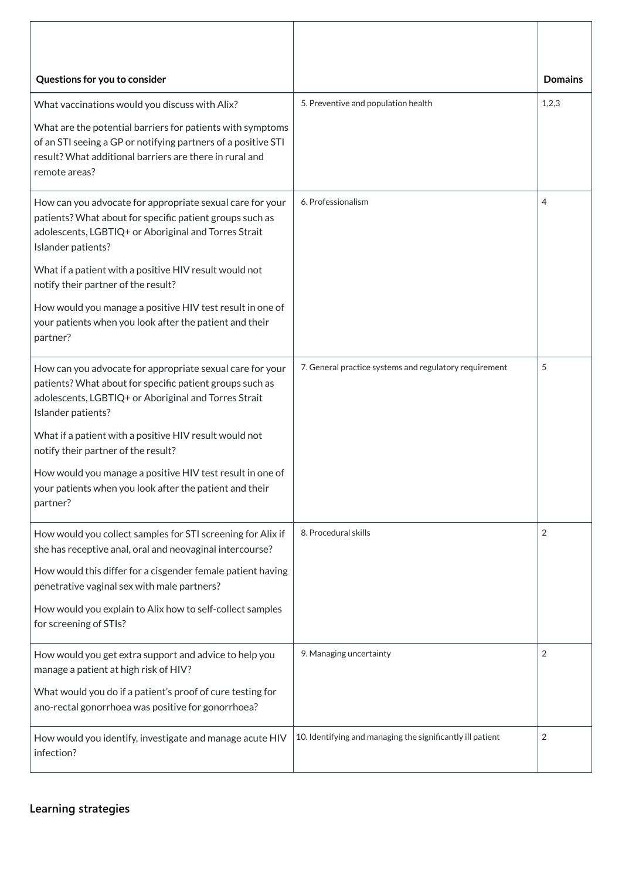| Questions for you to consider | | Domains |
|---|---|---|
| What vaccinations would you discuss with Alix?<br><br>What are the potential barriers for patients with symptoms of an STI seeing a GP or notifying partners of a positive STI result? What additional barriers are there in rural and remote areas? | 5. Preventive and population health | 1,2,3 |
| How can you advocate for appropriate sexual care for your patients? What about for specific patient groups such as adolescents, LGBTIQ+ or Aboriginal and Torres Strait Islander patients?<br><br>What if a patient with a positive HIV result would not notify their partner of the result?<br><br>How would you manage a positive HIV test result in one of your patients when you look after the patient and their partner? | 6. Professionalism | 4 |
| How can you advocate for appropriate sexual care for your patients? What about for specific patient groups such as adolescents, LGBTIQ+ or Aboriginal and Torres Strait Islander patients?<br><br>What if a patient with a positive HIV result would not notify their partner of the result?<br><br>How would you manage a positive HIV test result in one of your patients when you look after the patient and their partner? | 7. General practice systems and regulatory requirement | 5 |
| How would you collect samples for STI screening for Alix if she has receptive anal, oral and neovaginal intercourse?<br><br>How would this differ for a cisgender female patient having penetrative vaginal sex with male partners?<br><br>How would you explain to Alix how to self-collect samples for screening of STIs? | 8. Procedural skills | 2 |
| How would you get extra support and advice to help you manage a patient at high risk of HIV?<br><br>What would you do if a patient's proof of cure testing for ano-rectal gonorrhoea was positive for gonorrhoea? | 9. Managing uncertainty | 2 |
| How would you identify, investigate and manage acute HIV infection? | 10. Identifying and managing the significantly ill patient | 2 |

**Learning strategies**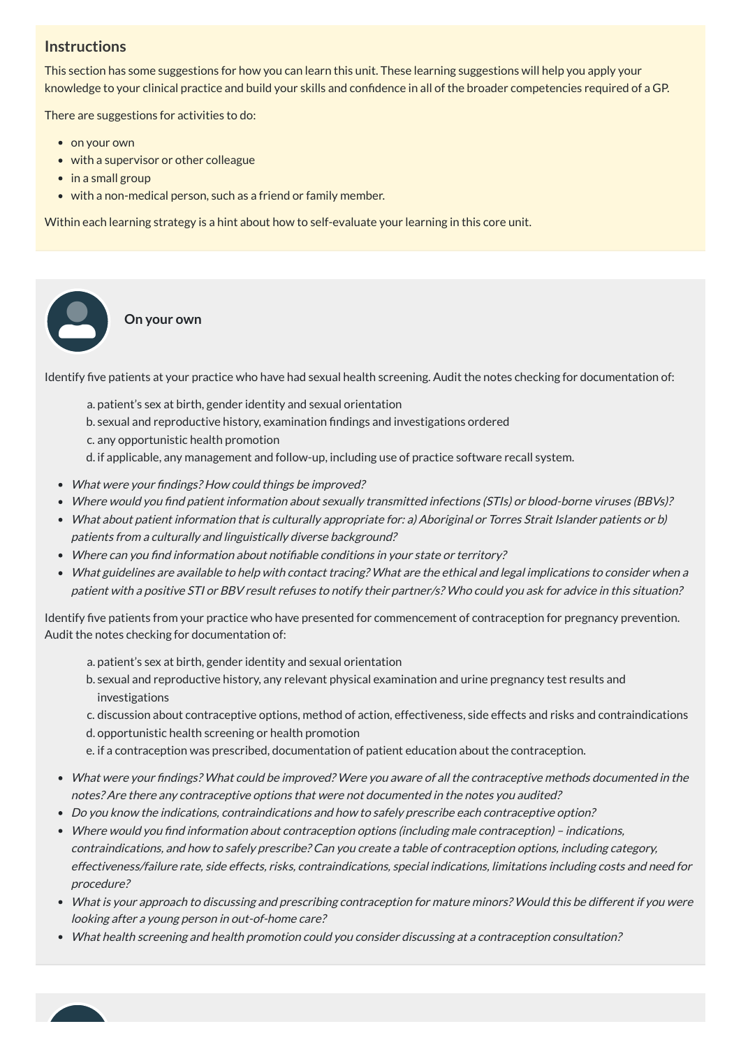## Instructions

This section has some suggestions for how you can learn this unit. These learning suggestions will help you apply your knowledge to your clinical practice and build your skills and confidence in all of the broader competencies required of a GP.

There are suggestions for activities to do:

- on your own
- with a supervisor or other colleague
- in a small group
- with a non-medical person, such as a friend or family member.

Within each learning strategy is a hint about how to self-evaluate your learning in this core unit.

### On your own

Identify five patients at your practice who have had sexual health screening. Audit the notes checking for documentation of:

a. patient's sex at birth, gender identity and sexual orientation
b. sexual and reproductive history, examination findings and investigations ordered
c. any opportunistic health promotion
d. if applicable, any management and follow-up, including use of practice software recall system.

- *What were your findings? How could things be improved?*
- *Where would you find patient information about sexually transmitted infections (STIs) or blood-borne viruses (BBVs)?*
- *What about patient information that is culturally appropriate for: a) Aboriginal or Torres Strait Islander patients or b) patients from a culturally and linguistically diverse background?*
- *Where can you find information about notifiable conditions in your state or territory?*
- *What guidelines are available to help with contact tracing? What are the ethical and legal implications to consider when a patient with a positive STI or BBV result refuses to notify their partner/s? Who could you ask for advice in this situation?*

Identify five patients from your practice who have presented for commencement of contraception for pregnancy prevention. Audit the notes checking for documentation of:

a. patient's sex at birth, gender identity and sexual orientation
b. sexual and reproductive history, any relevant physical examination and urine pregnancy test results and investigations
c. discussion about contraceptive options, method of action, effectiveness, side effects and risks and contraindications
d. opportunistic health screening or health promotion
e. if a contraception was prescribed, documentation of patient education about the contraception.

- *What were your findings? What could be improved? Were you aware of all the contraceptive methods documented in the notes? Are there any contraceptive options that were not documented in the notes you audited?*
- *Do you know the indications, contraindications and how to safely prescribe each contraceptive option?*
- *Where would you find information about contraception options (including male contraception) – indications, contraindications, and how to safely prescribe? Can you create a table of contraception options, including category, effectiveness/failure rate, side effects, risks, contraindications, special indications, limitations including costs and need for procedure?*
- *What is your approach to discussing and prescribing contraception for mature minors? Would this be different if you were looking after a young person in out-of-home care?*
- *What health screening and health promotion could you consider discussing at a contraception consultation?*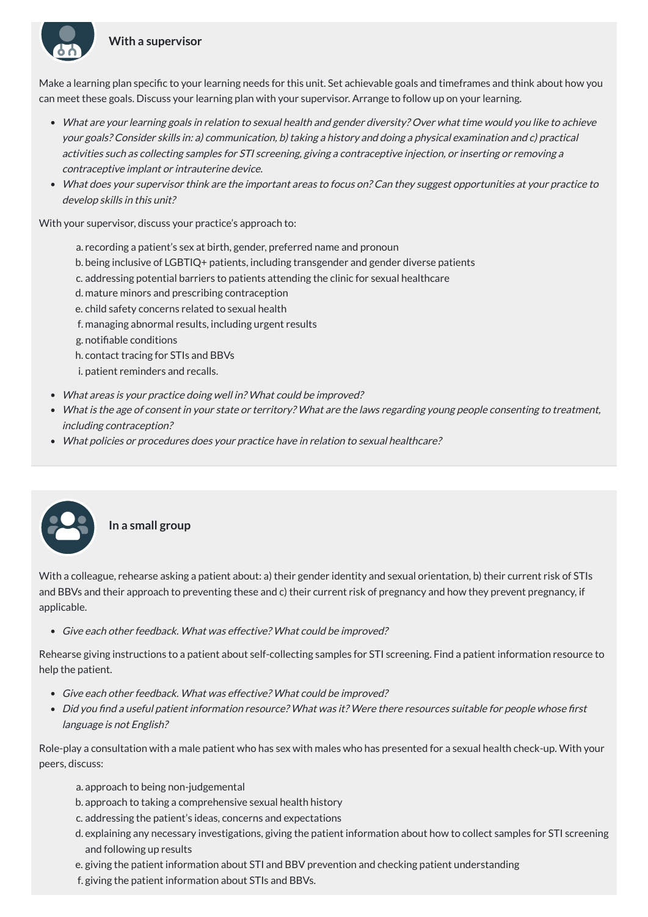### With a supervisor

Make a learning plan specific to your learning needs for this unit. Set achievable goals and timeframes and think about how you can meet these goals. Discuss your learning plan with your supervisor. Arrange to follow up on your learning.

- *What are your learning goals in relation to sexual health and gender diversity? Over what time would you like to achieve your goals? Consider skills in: a) communication, b) taking a history and doing a physical examination and c) practical activities such as collecting samples for STI screening, giving a contraceptive injection, or inserting or removing a contraceptive implant or intrauterine device.*
- *What does your supervisor think are the important areas to focus on? Can they suggest opportunities at your practice to develop skills in this unit?*

With your supervisor, discuss your practice's approach to:

a. recording a patient's sex at birth, gender, preferred name and pronoun
b. being inclusive of LGBTIQ+ patients, including transgender and gender diverse patients
c. addressing potential barriers to patients attending the clinic for sexual healthcare
d. mature minors and prescribing contraception
e. child safety concerns related to sexual health
f. managing abnormal results, including urgent results
g. notifiable conditions
h. contact tracing for STIs and BBVs
i. patient reminders and recalls.

- *What areas is your practice doing well in? What could be improved?*
- *What is the age of consent in your state or territory? What are the laws regarding young people consenting to treatment, including contraception?*
- *What policies or procedures does your practice have in relation to sexual healthcare?*

### In a small group

With a colleague, rehearse asking a patient about: a) their gender identity and sexual orientation, b) their current risk of STIs and BBVs and their approach to preventing these and c) their current risk of pregnancy and how they prevent pregnancy, if applicable.

- *Give each other feedback. What was effective? What could be improved?*

Rehearse giving instructions to a patient about self-collecting samples for STI screening. Find a patient information resource to help the patient.

- *Give each other feedback. What was effective? What could be improved?*
- *Did you find a useful patient information resource? What was it? Were there resources suitable for people whose first language is not English?*

Role-play a consultation with a male patient who has sex with males who has presented for a sexual health check-up. With your peers, discuss:

a. approach to being non-judgemental
b. approach to taking a comprehensive sexual health history
c. addressing the patient's ideas, concerns and expectations
d. explaining any necessary investigations, giving the patient information about how to collect samples for STI screening and following up results
e. giving the patient information about STI and BBV prevention and checking patient understanding
f. giving the patient information about STIs and BBVs.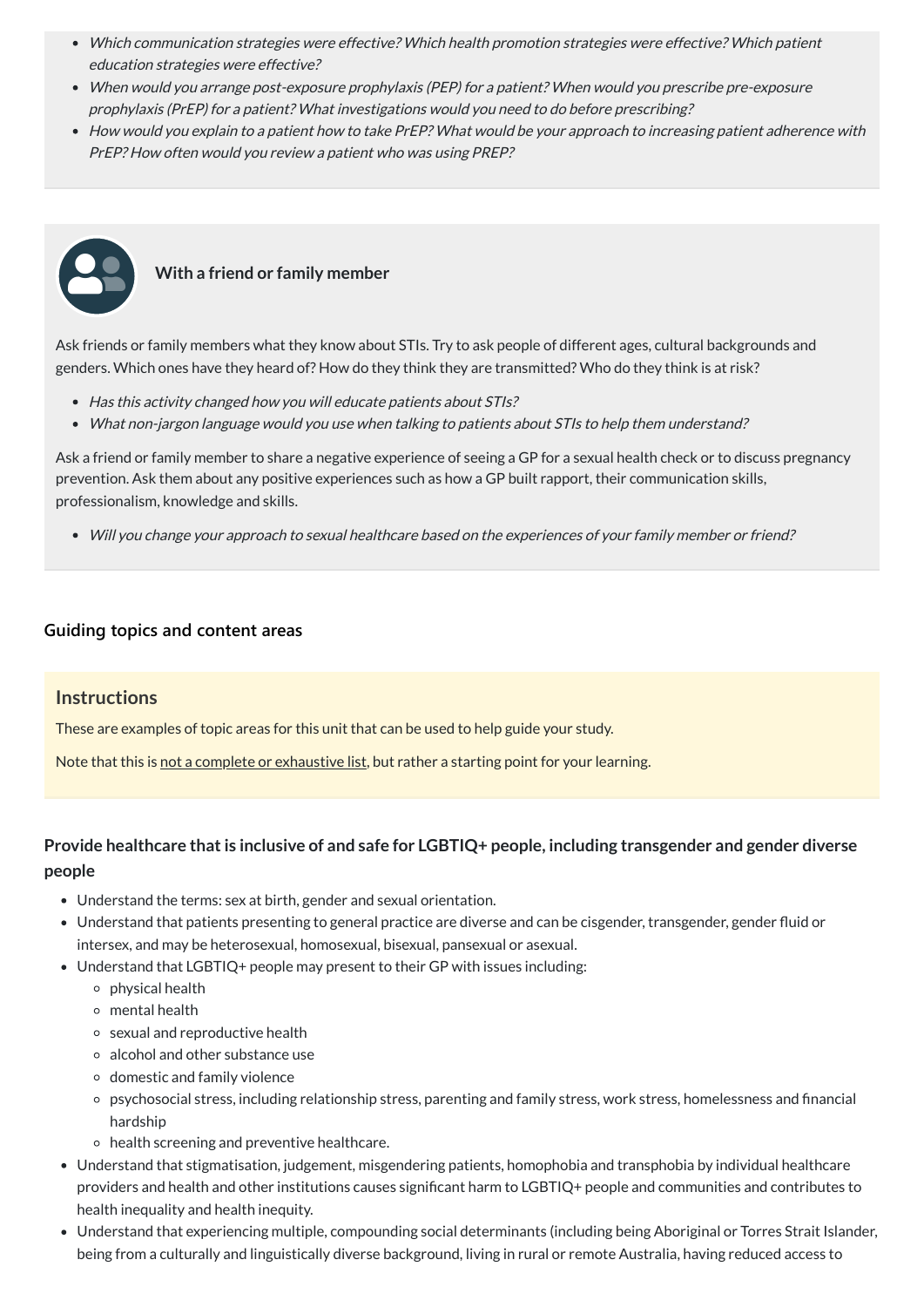- *Which communication strategies were effective? Which health promotion strategies were effective? Which patient education strategies were effective?*
- *When would you arrange post-exposure prophylaxis (PEP) for a patient? When would you prescribe pre-exposure prophylaxis (PrEP) for a patient? What investigations would you need to do before prescribing?*
- *How would you explain to a patient how to take PrEP? What would be your approach to increasing patient adherence with PrEP? How often would you review a patient who was using PREP?*

**With a friend or family member**

Ask friends or family members what they know about STIs. Try to ask people of different ages, cultural backgrounds and genders. Which ones have they heard of? How do they think they are transmitted? Who do they think is at risk?

- *Has this activity changed how you will educate patients about STIs?*
- *What non-jargon language would you use when talking to patients about STIs to help them understand?*

Ask a friend or family member to share a negative experience of seeing a GP for a sexual health check or to discuss pregnancy prevention. Ask them about any positive experiences such as how a GP built rapport, their communication skills, professionalism, knowledge and skills.

- *Will you change your approach to sexual healthcare based on the experiences of your family member or friend?*

### Guiding topics and content areas

#### Instructions

These are examples of topic areas for this unit that can be used to help guide your study.

Note that this is not a complete or exhaustive list, but rather a starting point for your learning.

### Provide healthcare that is inclusive of and safe for LGBTIQ+ people, including transgender and gender diverse people

- Understand the terms: sex at birth, gender and sexual orientation.
- Understand that patients presenting to general practice are diverse and can be cisgender, transgender, gender fluid or intersex, and may be heterosexual, homosexual, bisexual, pansexual or asexual.
- Understand that LGBTIQ+ people may present to their GP with issues including:
  - physical health
  - mental health
  - sexual and reproductive health
  - alcohol and other substance use
  - domestic and family violence
  - psychosocial stress, including relationship stress, parenting and family stress, work stress, homelessness and financial hardship
  - health screening and preventive healthcare.
- Understand that stigmatisation, judgement, misgendering patients, homophobia and transphobia by individual healthcare providers and health and other institutions causes significant harm to LGBTIQ+ people and communities and contributes to health inequality and health inequity.
- Understand that experiencing multiple, compounding social determinants (including being Aboriginal or Torres Strait Islander, being from a culturally and linguistically diverse background, living in rural or remote Australia, having reduced access to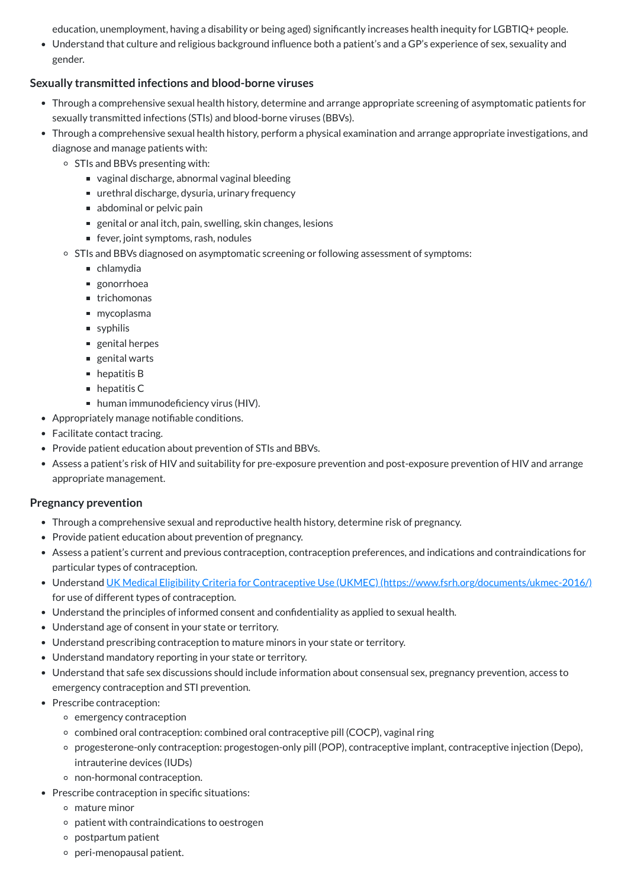education, unemployment, having a disability or being aged) significantly increases health inequity for LGBTIQ+ people.
- Understand that culture and religious background influence both a patient's and a GP's experience of sex, sexuality and gender.

### Sexually transmitted infections and blood-borne viruses

- Through a comprehensive sexual health history, determine and arrange appropriate screening of asymptomatic patients for sexually transmitted infections (STIs) and blood-borne viruses (BBVs).
- Through a comprehensive sexual health history, perform a physical examination and arrange appropriate investigations, and diagnose and manage patients with:
  - STIs and BBVs presenting with:
    - vaginal discharge, abnormal vaginal bleeding
    - urethral discharge, dysuria, urinary frequency
    - abdominal or pelvic pain
    - genital or anal itch, pain, swelling, skin changes, lesions
    - fever, joint symptoms, rash, nodules
  - STIs and BBVs diagnosed on asymptomatic screening or following assessment of symptoms:
    - chlamydia
    - gonorrhoea
    - trichomonas
    - mycoplasma
    - syphilis
    - genital herpes
    - genital warts
    - hepatitis B
    - hepatitis C
    - human immunodeficiency virus (HIV).
- Appropriately manage notifiable conditions.
- Facilitate contact tracing.
- Provide patient education about prevention of STIs and BBVs.
- Assess a patient's risk of HIV and suitability for pre-exposure prevention and post-exposure prevention of HIV and arrange appropriate management.

### Pregnancy prevention

- Through a comprehensive sexual and reproductive health history, determine risk of pregnancy.
- Provide patient education about prevention of pregnancy.
- Assess a patient's current and previous contraception, contraception preferences, and indications and contraindications for particular types of contraception.
- Understand [UK Medical Eligibility Criteria for Contraceptive Use (UKMEC) (https://www.fsrh.org/documents/ukmec-2016/)](https://www.fsrh.org/documents/ukmec-2016/) for use of different types of contraception.
- Understand the principles of informed consent and confidentiality as applied to sexual health.
- Understand age of consent in your state or territory.
- Understand prescribing contraception to mature minors in your state or territory.
- Understand mandatory reporting in your state or territory.
- Understand that safe sex discussions should include information about consensual sex, pregnancy prevention, access to emergency contraception and STI prevention.
- Prescribe contraception:
  - emergency contraception
  - combined oral contraception: combined oral contraceptive pill (COCP), vaginal ring
  - progesterone-only contraception: progestogen-only pill (POP), contraceptive implant, contraceptive injection (Depo), intrauterine devices (IUDs)
  - non-hormonal contraception.
- Prescribe contraception in specific situations:
  - mature minor
  - patient with contraindications to oestrogen
  - postpartum patient
  - peri-menopausal patient.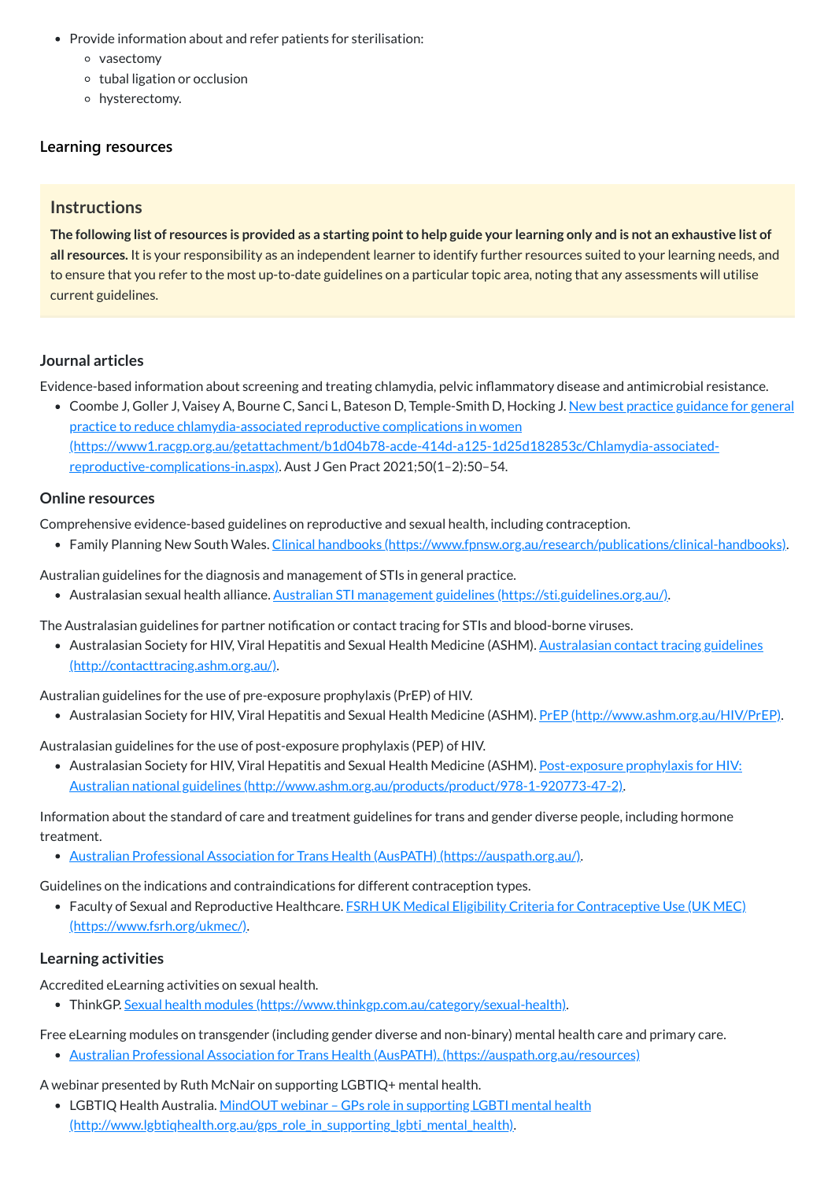- Provide information about and refer patients for sterilisation:
  - vasectomy
  - tubal ligation or occlusion
  - hysterectomy.

### Learning resources

#### Instructions

**The following list of resources is provided as a starting point to help guide your learning only and is not an exhaustive list of all resources.** It is your responsibility as an independent learner to identify further resources suited to your learning needs, and to ensure that you refer to the most up-to-date guidelines on a particular topic area, noting that any assessments will utilise current guidelines.

#### Journal articles

Evidence-based information about screening and treating chlamydia, pelvic inflammatory disease and antimicrobial resistance.

- Coombe J, Goller J, Vaisey A, Bourne C, Sanci L, Bateson D, Temple-Smith D, Hocking J. [New best practice guidance for general practice to reduce chlamydia-associated reproductive complications in women (https://www1.racgp.org.au/getattachment/b1d04b78-acde-414d-a125-1d25d182853c/Chlamydia-associated-reproductive-complications-in.aspx)](https://www1.racgp.org.au/getattachment/b1d04b78-acde-414d-a125-1d25d182853c/Chlamydia-associated-reproductive-complications-in.aspx). Aust J Gen Pract 2021;50(1–2):50–54.

#### Online resources

Comprehensive evidence-based guidelines on reproductive and sexual health, including contraception.

- Family Planning New South Wales. [Clinical handbooks (https://www.fpnsw.org.au/research/publications/clinical-handbooks)](https://www.fpnsw.org.au/research/publications/clinical-handbooks).

Australian guidelines for the diagnosis and management of STIs in general practice.

- Australasian sexual health alliance. [Australian STI management guidelines (https://sti.guidelines.org.au/)](https://sti.guidelines.org.au/).

The Australasian guidelines for partner notification or contact tracing for STIs and blood-borne viruses.

- Australasian Society for HIV, Viral Hepatitis and Sexual Health Medicine (ASHM). [Australasian contact tracing guidelines (http://contacttracing.ashm.org.au/)](http://contacttracing.ashm.org.au/).

Australian guidelines for the use of pre-exposure prophylaxis (PrEP) of HIV.

- Australasian Society for HIV, Viral Hepatitis and Sexual Health Medicine (ASHM). [PrEP (http://www.ashm.org.au/HIV/PrEP)](http://www.ashm.org.au/HIV/PrEP).

Australasian guidelines for the use of post-exposure prophylaxis (PEP) of HIV.

- Australasian Society for HIV, Viral Hepatitis and Sexual Health Medicine (ASHM). [Post-exposure prophylaxis for HIV: Australian national guidelines (http://www.ashm.org.au/products/product/978-1-920773-47-2)](http://www.ashm.org.au/products/product/978-1-920773-47-2).

Information about the standard of care and treatment guidelines for trans and gender diverse people, including hormone treatment.

- [Australian Professional Association for Trans Health (AusPATH) (https://auspath.org.au/)](https://auspath.org.au/).

Guidelines on the indications and contraindications for different contraception types.

- Faculty of Sexual and Reproductive Healthcare. [FSRH UK Medical Eligibility Criteria for Contraceptive Use (UK MEC) (https://www.fsrh.org/ukmec/)](https://www.fsrh.org/ukmec/).

#### Learning activities

Accredited eLearning activities on sexual health.

- ThinkGP. [Sexual health modules (https://www.thinkgp.com.au/category/sexual-health)](https://www.thinkgp.com.au/category/sexual-health).

Free eLearning modules on transgender (including gender diverse and non-binary) mental health care and primary care.

- [Australian Professional Association for Trans Health (AusPATH). (https://auspath.org.au/resources)](https://auspath.org.au/resources)

A webinar presented by Ruth McNair on supporting LGBTIQ+ mental health.

- LGBTIQ Health Australia. [MindOUT webinar – GPs role in supporting LGBTI mental health (http://www.lgbtiqhealth.org.au/gps_role_in_supporting_lgbti_mental_health)](http://www.lgbtiqhealth.org.au/gps_role_in_supporting_lgbti_mental_health).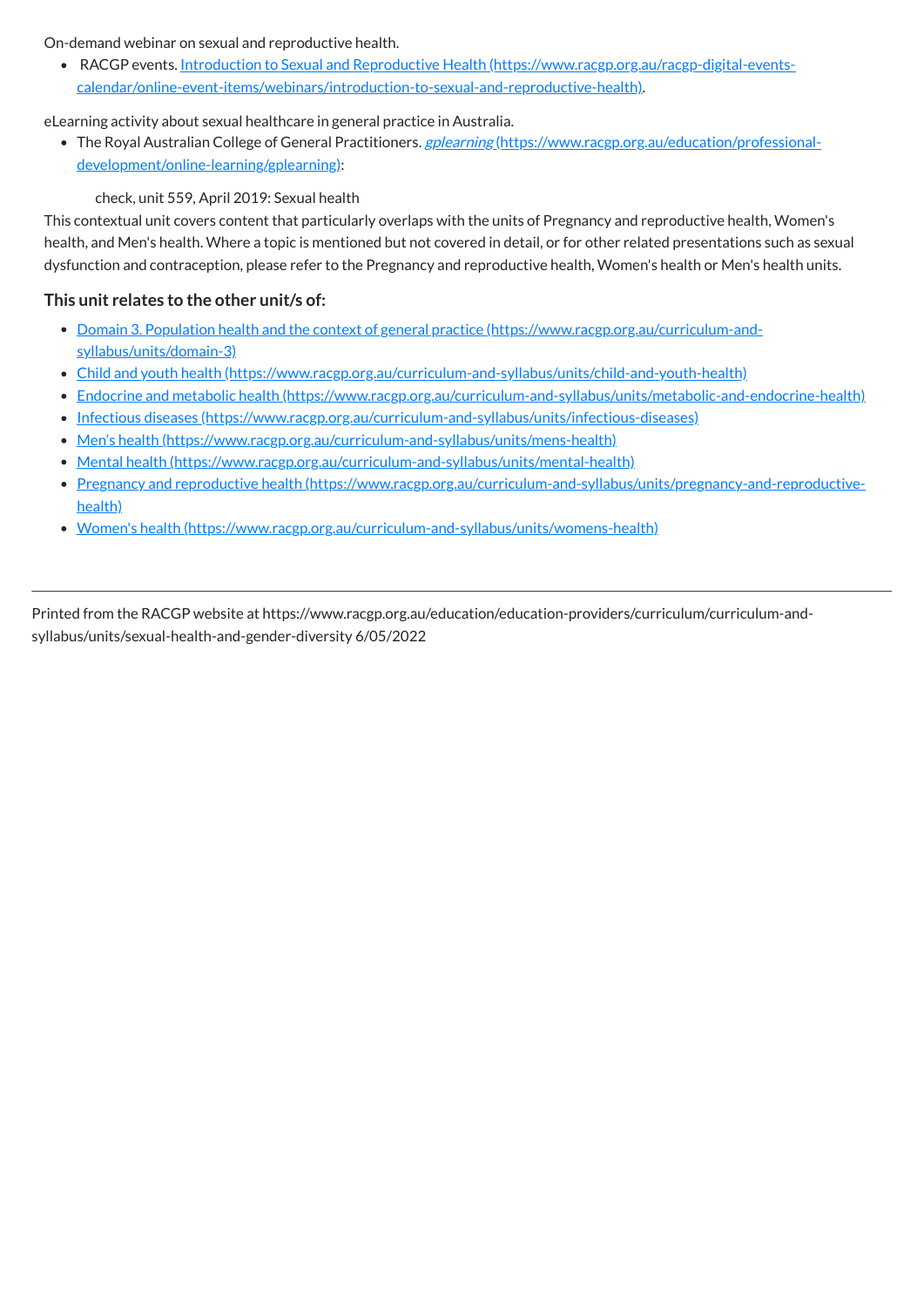On-demand webinar on sexual and reproductive health.

- RACGP events. [Introduction to Sexual and Reproductive Health (https://www.racgp.org.au/racgp-digital-events-calendar/online-event-items/webinars/introduction-to-sexual-and-reproductive-health)](https://www.racgp.org.au/racgp-digital-events-calendar/online-event-items/webinars/introduction-to-sexual-and-reproductive-health).

eLearning activity about sexual healthcare in general practice in Australia.

- The Royal Australian College of General Practitioners. [*gplearning* (https://www.racgp.org.au/education/professional-development/online-learning/gplearning)](https://www.racgp.org.au/education/professional-development/online-learning/gplearning):

    check, unit 559, April 2019: Sexual health

This contextual unit covers content that particularly overlaps with the units of Pregnancy and reproductive health, Women's health, and Men's health. Where a topic is mentioned but not covered in detail, or for other related presentations such as sexual dysfunction and contraception, please refer to the Pregnancy and reproductive health, Women's health or Men's health units.

### This unit relates to the other unit/s of:

- [Domain 3. Population health and the context of general practice (https://www.racgp.org.au/curriculum-and-syllabus/units/domain-3)](https://www.racgp.org.au/curriculum-and-syllabus/units/domain-3)
- [Child and youth health (https://www.racgp.org.au/curriculum-and-syllabus/units/child-and-youth-health)](https://www.racgp.org.au/curriculum-and-syllabus/units/child-and-youth-health)
- [Endocrine and metabolic health (https://www.racgp.org.au/curriculum-and-syllabus/units/metabolic-and-endocrine-health)](https://www.racgp.org.au/curriculum-and-syllabus/units/metabolic-and-endocrine-health)
- [Infectious diseases (https://www.racgp.org.au/curriculum-and-syllabus/units/infectious-diseases)](https://www.racgp.org.au/curriculum-and-syllabus/units/infectious-diseases)
- [Men's health (https://www.racgp.org.au/curriculum-and-syllabus/units/mens-health)](https://www.racgp.org.au/curriculum-and-syllabus/units/mens-health)
- [Mental health (https://www.racgp.org.au/curriculum-and-syllabus/units/mental-health)](https://www.racgp.org.au/curriculum-and-syllabus/units/mental-health)
- [Pregnancy and reproductive health (https://www.racgp.org.au/curriculum-and-syllabus/units/pregnancy-and-reproductive-health)](https://www.racgp.org.au/curriculum-and-syllabus/units/pregnancy-and-reproductive-health)
- [Women's health (https://www.racgp.org.au/curriculum-and-syllabus/units/womens-health)](https://www.racgp.org.au/curriculum-and-syllabus/units/womens-health)